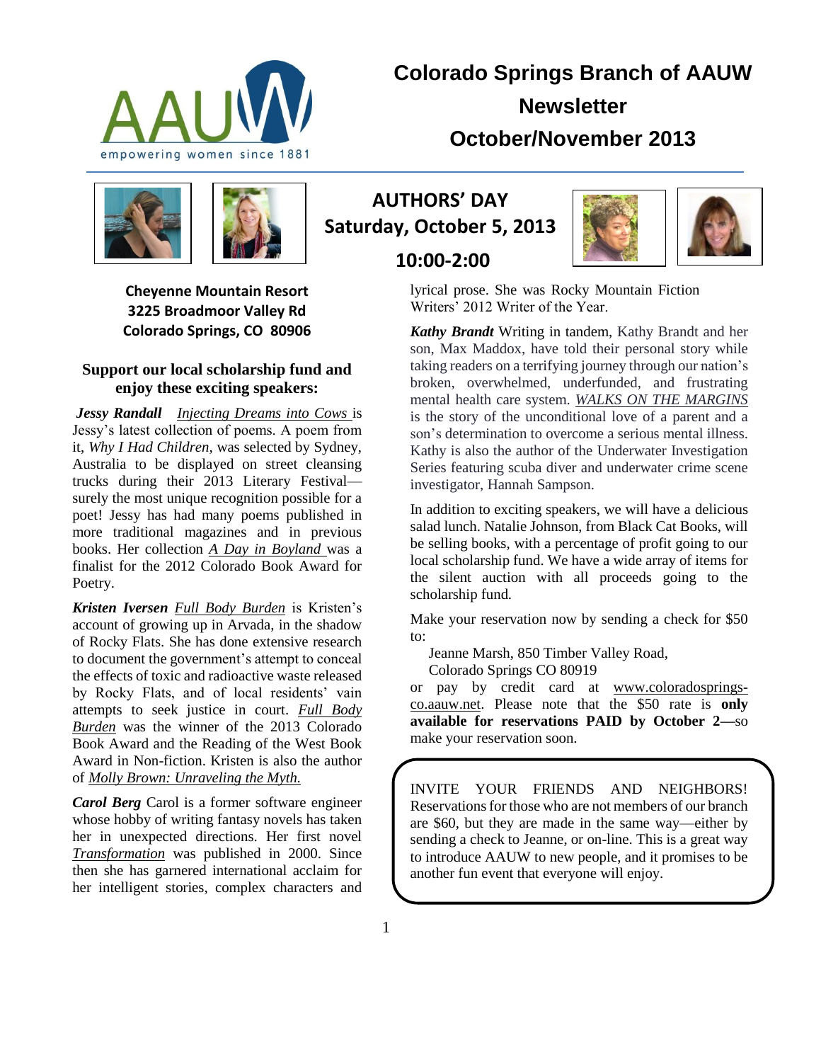# Colorado Springs Branch of AAUW

## Newsletter

## October/November 2013

## AUTHORS' DAY
## Saturday, October 5, 2013
## 10:00-2:00

**Cheyenne Mountain Resort**
**3225 Broadmoor Valley Rd**
**Colorado Springs, CO 80906**

### Support our local scholarship fund and enjoy these exciting speakers:

***Jessy Randall*** *Injecting Dreams into Cows* is Jessy's latest collection of poems. A poem from it, *Why I Had Children,* was selected by Sydney, Australia to be displayed on street cleansing trucks during their 2013 Literary Festival—surely the most unique recognition possible for a poet! Jessy has had many poems published in more traditional magazines and in previous books. Her collection *A Day in Boyland* was a finalist for the 2012 Colorado Book Award for Poetry.

***Kristen Iversen*** *Full Body Burden* is Kristen's account of growing up in Arvada, in the shadow of Rocky Flats. She has done extensive research to document the government's attempt to conceal the effects of toxic and radioactive waste released by Rocky Flats, and of local residents' vain attempts to seek justice in court. *Full Body Burden* was the winner of the 2013 Colorado Book Award and the Reading of the West Book Award in Non-fiction. Kristen is also the author of *Molly Brown: Unraveling the Myth.*

***Carol Berg*** Carol is a former software engineer whose hobby of writing fantasy novels has taken her in unexpected directions. Her first novel *Transformation* was published in 2000. Since then she has garnered international acclaim for her intelligent stories, complex characters and lyrical prose. She was Rocky Mountain Fiction Writers' 2012 Writer of the Year.

***Kathy Brandt*** Writing in tandem, Kathy Brandt and her son, Max Maddox, have told their personal story while taking readers on a terrifying journey through our nation's broken, overwhelmed, underfunded, and frustrating mental health care system. *WALKS ON THE MARGINS* is the story of the unconditional love of a parent and a son's determination to overcome a serious mental illness. Kathy is also the author of the Underwater Investigation Series featuring scuba diver and underwater crime scene investigator, Hannah Sampson.

In addition to exciting speakers, we will have a delicious salad lunch. Natalie Johnson, from Black Cat Books, will be selling books, with a percentage of profit going to our local scholarship fund. We have a wide array of items for the silent auction with all proceeds going to the scholarship fund.

Make your reservation now by sending a check for $50 to:

Jeanne Marsh, 850 Timber Valley Road,
Colorado Springs CO 80919

or pay by credit card at www.coloradosprings-co.aauw.net. Please note that the $50 rate is **only available for reservations PAID by October 2**—so make your reservation soon.

INVITE YOUR FRIENDS AND NEIGHBORS! Reservations for those who are not members of our branch are $60, but they are made in the same way—either by sending a check to Jeanne, or on-line. This is a great way to introduce AAUW to new people, and it promises to be another fun event that everyone will enjoy.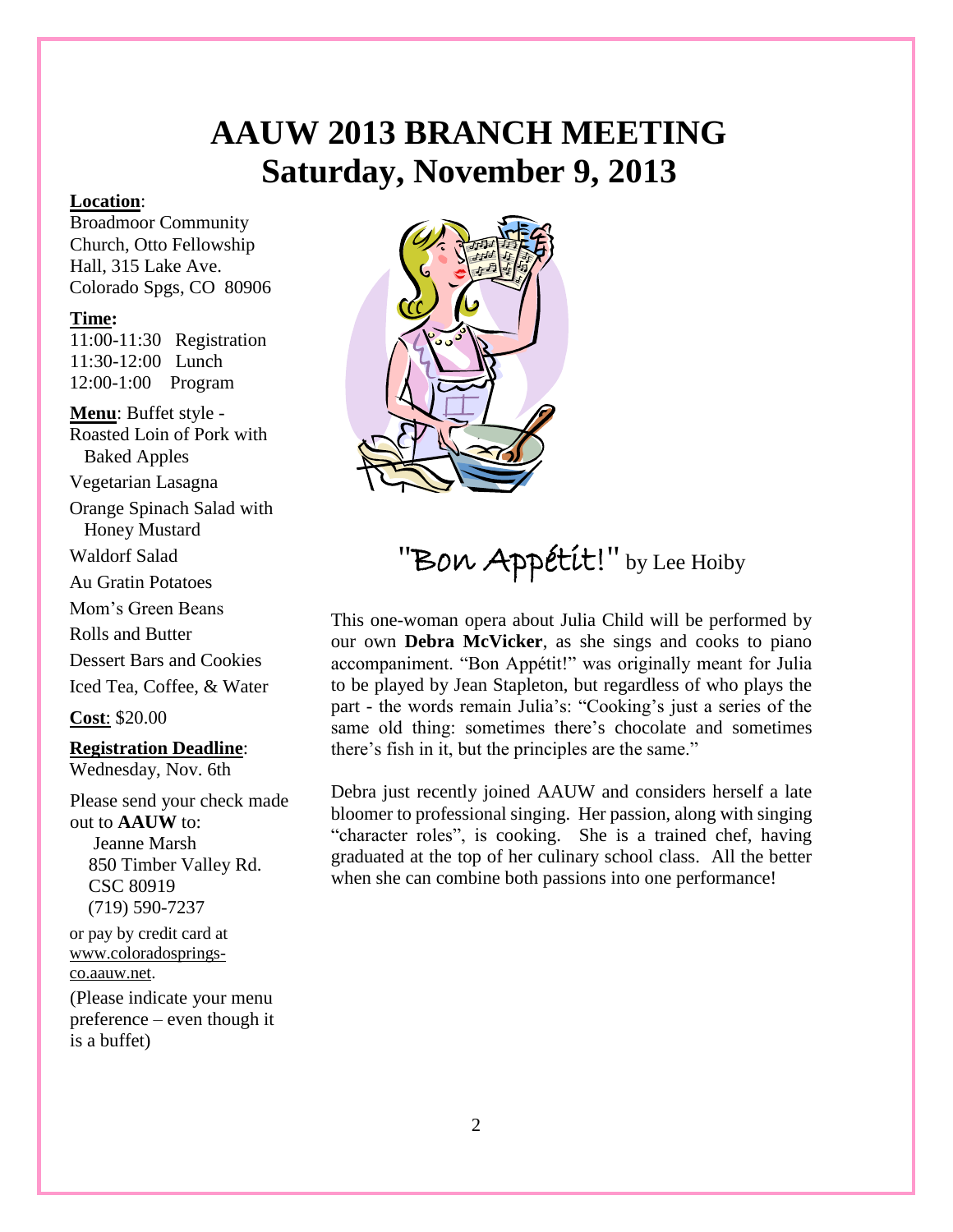# AAUW 2013 BRANCH MEETING
# Saturday, November 9, 2013

**Location**:
Broadmoor Community Church, Otto Fellowship Hall, 315 Lake Ave.
Colorado Spgs, CO 80906

**Time:**
11:00-11:30 Registration
11:30-12:00 Lunch
12:00-1:00 Program

**Menu**: Buffet style -
Roasted Loin of Pork with Baked Apples
Vegetarian Lasagna
Orange Spinach Salad with Honey Mustard
Waldorf Salad
Au Gratin Potatoes
Mom's Green Beans
Rolls and Butter
Dessert Bars and Cookies
Iced Tea, Coffee, & Water

**Cost**: $20.00

**Registration Deadline**:
Wednesday, Nov. 6th

Please send your check made out to **AAUW** to:
Jeanne Marsh
850 Timber Valley Rd.
CSC 80919
(719) 590-7237

or pay by credit card at www.coloradosprings-co.aauw.net.

(Please indicate your menu preference – even though it is a buffet)

## "Bon Appétit!" by Lee Hoiby

This one-woman opera about Julia Child will be performed by our own **Debra McVicker**, as she sings and cooks to piano accompaniment. "Bon Appétit!" was originally meant for Julia to be played by Jean Stapleton, but regardless of who plays the part - the words remain Julia's: "Cooking's just a series of the same old thing: sometimes there's chocolate and sometimes there's fish in it, but the principles are the same."

Debra just recently joined AAUW and considers herself a late bloomer to professional singing. Her passion, along with singing "character roles", is cooking. She is a trained chef, having graduated at the top of her culinary school class. All the better when she can combine both passions into one performance!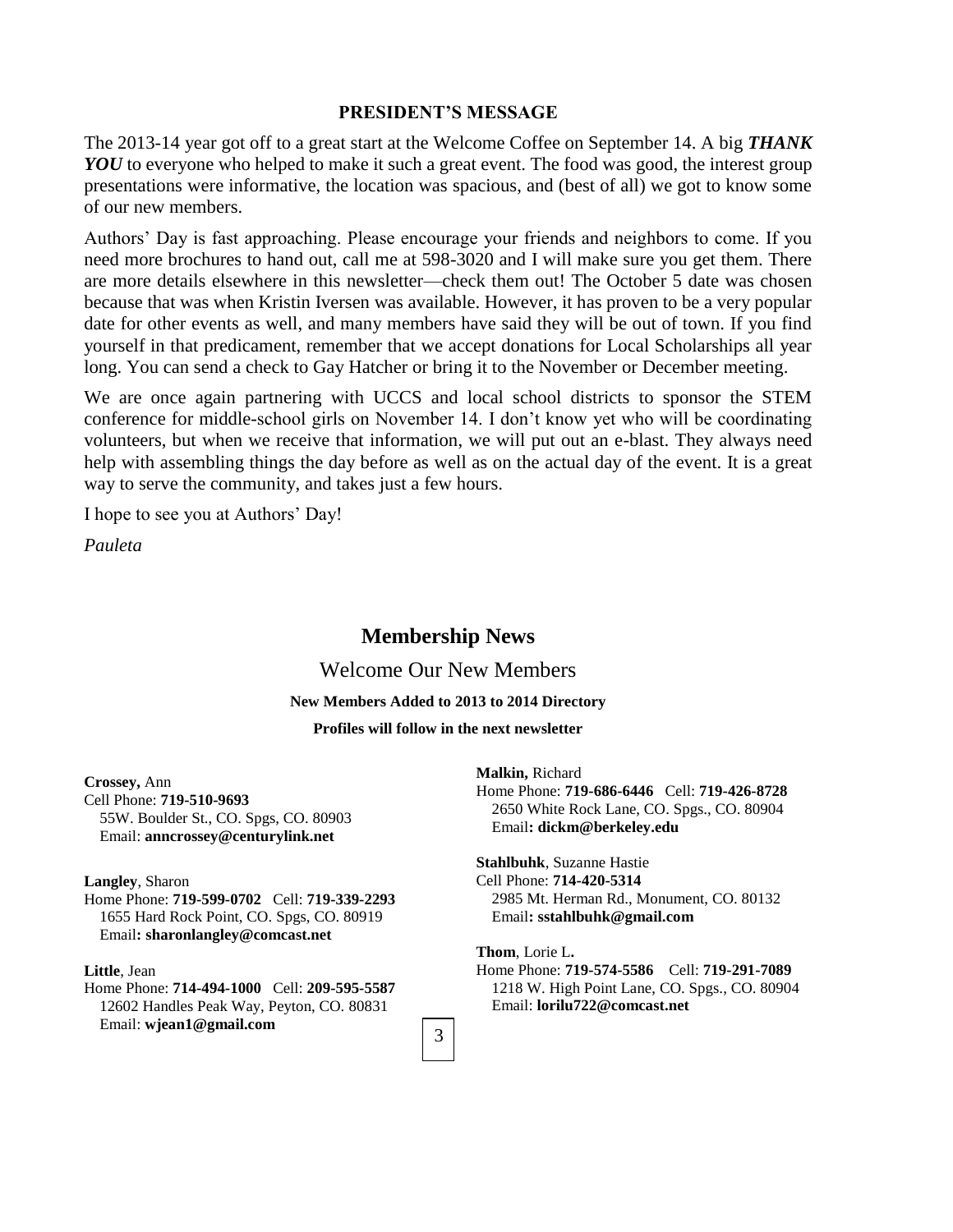## PRESIDENT'S MESSAGE

The 2013-14 year got off to a great start at the Welcome Coffee on September 14. A big ***THANK YOU*** to everyone who helped to make it such a great event. The food was good, the interest group presentations were informative, the location was spacious, and (best of all) we got to know some of our new members.

Authors' Day is fast approaching. Please encourage your friends and neighbors to come. If you need more brochures to hand out, call me at 598-3020 and I will make sure you get them. There are more details elsewhere in this newsletter—check them out! The October 5 date was chosen because that was when Kristin Iversen was available. However, it has proven to be a very popular date for other events as well, and many members have said they will be out of town. If you find yourself in that predicament, remember that we accept donations for Local Scholarships all year long. You can send a check to Gay Hatcher or bring it to the November or December meeting.

We are once again partnering with UCCS and local school districts to sponsor the STEM conference for middle-school girls on November 14. I don't know yet who will be coordinating volunteers, but when we receive that information, we will put out an e-blast. They always need help with assembling things the day before as well as on the actual day of the event. It is a great way to serve the community, and takes just a few hours.

I hope to see you at Authors' Day!

*Pauleta*

## Membership News

### Welcome Our New Members

**New Members Added to 2013 to 2014 Directory**

**Profiles will follow in the next newsletter**

**Crossey,** Ann
Cell Phone: **719-510-9693**
55W. Boulder St., CO. Spgs, CO. 80903
Email: **anncrossey@centurylink.net**

**Langley**, Sharon
Home Phone: **719-599-0702** Cell: **719-339-2293**
1655 Hard Rock Point, CO. Spgs, CO. 80919
Email**: sharonlangley@comcast.net**

**Little**, Jean
Home Phone: **714-494-1000** Cell: **209-595-5587**
12602 Handles Peak Way, Peyton, CO. 80831
Email: **wjean1@gmail.com**

**Malkin,** Richard
Home Phone: **719-686-6446** Cell: **719-426-8728**
2650 White Rock Lane, CO. Spgs., CO. 80904
Email**: dickm@berkeley.edu**

**Stahlbuhk**, Suzanne Hastie
Cell Phone: **714-420-5314**
2985 Mt. Herman Rd., Monument, CO. 80132
Email**: sstahlbuhk@gmail.com**

**Thom**, Lorie L**.**
Home Phone: **719-574-5586** Cell: **719-291-7089**
1218 W. High Point Lane, CO. Spgs., CO. 80904
Email: **lorilu722@comcast.net**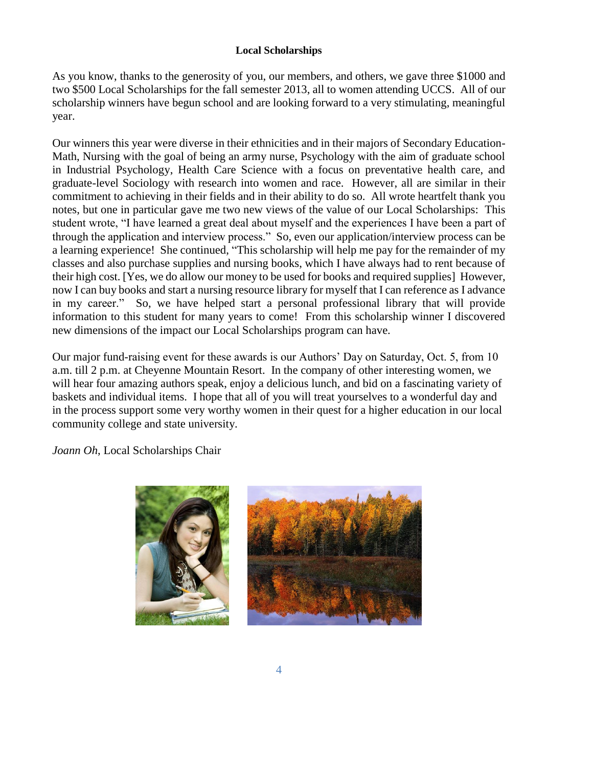## Local Scholarships

As you know, thanks to the generosity of you, our members, and others, we gave three $1000 and two $500 Local Scholarships for the fall semester 2013, all to women attending UCCS. All of our scholarship winners have begun school and are looking forward to a very stimulating, meaningful year.

Our winners this year were diverse in their ethnicities and in their majors of Secondary Education-Math, Nursing with the goal of being an army nurse, Psychology with the aim of graduate school in Industrial Psychology, Health Care Science with a focus on preventative health care, and graduate-level Sociology with research into women and race. However, all are similar in their commitment to achieving in their fields and in their ability to do so. All wrote heartfelt thank you notes, but one in particular gave me two new views of the value of our Local Scholarships: This student wrote, "I have learned a great deal about myself and the experiences I have been a part of through the application and interview process." So, even our application/interview process can be a learning experience! She continued, "This scholarship will help me pay for the remainder of my classes and also purchase supplies and nursing books, which I have always had to rent because of their high cost. [Yes, we do allow our money to be used for books and required supplies] However, now I can buy books and start a nursing resource library for myself that I can reference as I advance in my career." So, we have helped start a personal professional library that will provide information to this student for many years to come! From this scholarship winner I discovered new dimensions of the impact our Local Scholarships program can have.

Our major fund-raising event for these awards is our Authors' Day on Saturday, Oct. 5, from 10 a.m. till 2 p.m. at Cheyenne Mountain Resort. In the company of other interesting women, we will hear four amazing authors speak, enjoy a delicious lunch, and bid on a fascinating variety of baskets and individual items. I hope that all of you will treat yourselves to a wonderful day and in the process support some very worthy women in their quest for a higher education in our local community college and state university.

*Joann Oh*, Local Scholarships Chair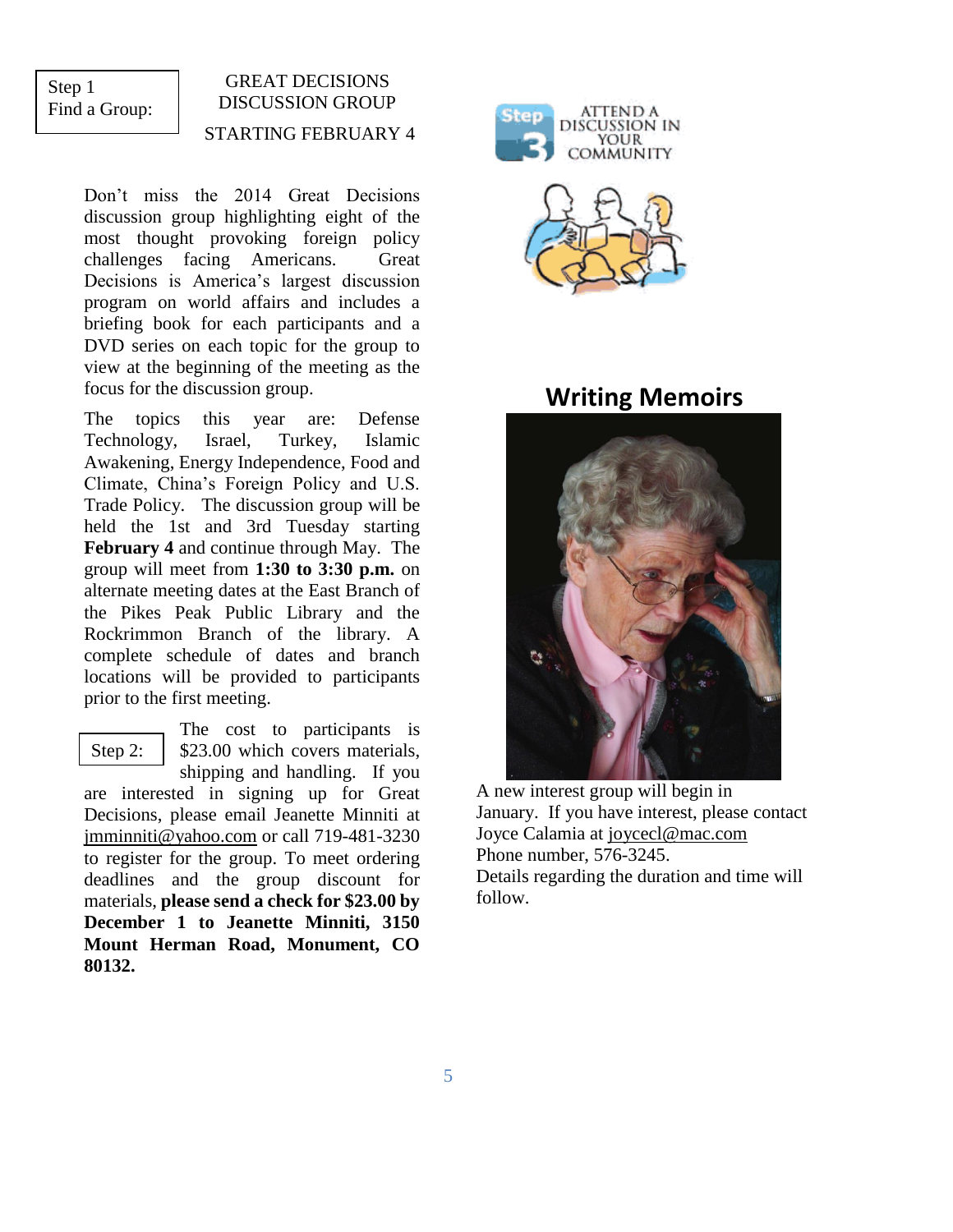Step 1
Find a Group:

## GREAT DECISIONS DISCUSSION GROUP

STARTING FEBRUARY 4

Don't miss the 2014 Great Decisions discussion group highlighting eight of the most thought provoking foreign policy challenges facing Americans. Great Decisions is America's largest discussion program on world affairs and includes a briefing book for each participants and a DVD series on each topic for the group to view at the beginning of the meeting as the focus for the discussion group.

The topics this year are: Defense Technology, Israel, Turkey, Islamic Awakening, Energy Independence, Food and Climate, China's Foreign Policy and U.S. Trade Policy. The discussion group will be held the 1st and 3rd Tuesday starting **February 4** and continue through May. The group will meet from **1:30 to 3:30 p.m.** on alternate meeting dates at the East Branch of the Pikes Peak Public Library and the Rockrimmon Branch of the library. A complete schedule of dates and branch locations will be provided to participants prior to the first meeting.

Step 2:

The cost to participants is $23.00 which covers materials, shipping and handling. If you are interested in signing up for Great Decisions, please email Jeanette Minniti at jmminniti@yahoo.com or call 719-481-3230 to register for the group. To meet ordering deadlines and the group discount for materials, **please send a check for $23.00 by December 1 to Jeanette Minniti, 3150 Mount Herman Road, Monument, CO 80132.**

Step 3 ATTEND A DISCUSSION IN YOUR COMMUNITY

## Writing Memoirs

A new interest group will begin in January. If you have interest, please contact Joyce Calamia at joycecl@mac.com
Phone number, 576-3245.
Details regarding the duration and time will follow.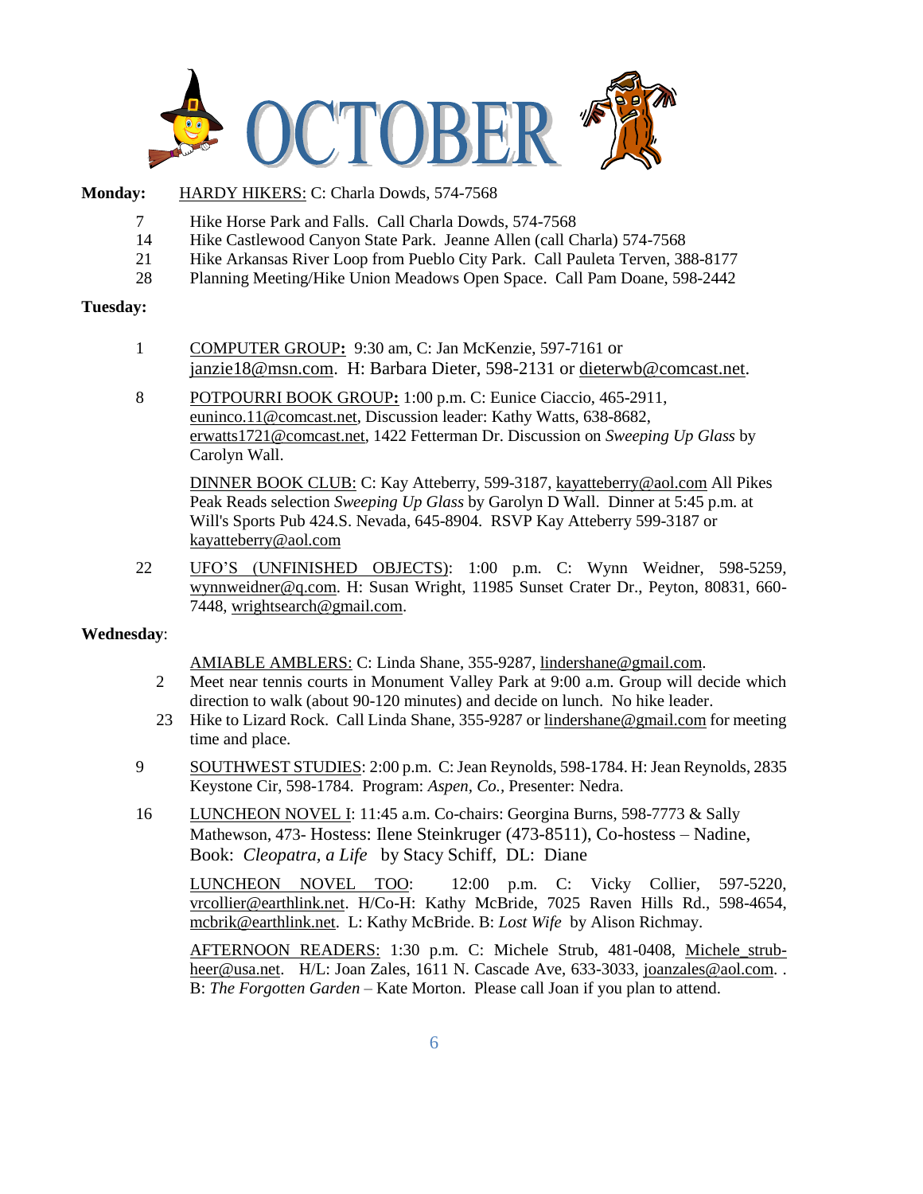# OCTOBER

**Monday:** HARDY HIKERS: C: Charla Dowds, 574-7568

- 7 Hike Horse Park and Falls. Call Charla Dowds, 574-7568
- 14 Hike Castlewood Canyon State Park. Jeanne Allen (call Charla) 574-7568
- 21 Hike Arkansas River Loop from Pueblo City Park. Call Pauleta Terven, 388-8177
- 28 Planning Meeting/Hike Union Meadows Open Space. Call Pam Doane, 598-2442

**Tuesday:**

1 COMPUTER GROUP**:** 9:30 am, C: Jan McKenzie, 597-7161 or janzie18@msn.com. H: Barbara Dieter, 598-2131 or dieterwb@comcast.net.

8 POTPOURRI BOOK GROUP**:** 1:00 p.m. C: Eunice Ciaccio, 465-2911, euninco.11@comcast.net, Discussion leader: Kathy Watts, 638-8682, erwatts1721@comcast.net, 1422 Fetterman Dr. Discussion on *Sweeping Up Glass* by Carolyn Wall.

DINNER BOOK CLUB: C: Kay Atteberry, 599-3187, kayatteberry@aol.com All Pikes Peak Reads selection *Sweeping Up Glass* by Garolyn D Wall. Dinner at 5:45 p.m. at Will's Sports Pub 424.S. Nevada, 645-8904. RSVP Kay Atteberry 599-3187 or kayatteberry@aol.com

22 UFO'S (UNFINISHED OBJECTS): 1:00 p.m. C: Wynn Weidner, 598-5259, wynnweidner@q.com. H: Susan Wright, 11985 Sunset Crater Dr., Peyton, 80831, 660-7448, wrightsearch@gmail.com.

**Wednesday**:

AMIABLE AMBLERS: C: Linda Shane, 355-9287, lindershane@gmail.com.

- 2 Meet near tennis courts in Monument Valley Park at 9:00 a.m. Group will decide which direction to walk (about 90-120 minutes) and decide on lunch. No hike leader.
- 23 Hike to Lizard Rock. Call Linda Shane, 355-9287 or lindershane@gmail.com for meeting time and place.

9 SOUTHWEST STUDIES: 2:00 p.m. C: Jean Reynolds, 598-1784. H: Jean Reynolds, 2835 Keystone Cir, 598-1784. Program: *Aspen, Co.,* Presenter: Nedra.

16 LUNCHEON NOVEL I: 11:45 a.m. Co-chairs: Georgina Burns, 598-7773 & Sally Mathewson, 473- Hostess: Ilene Steinkruger (473-8511), Co-hostess – Nadine, Book: *Cleopatra, a Life* by Stacy Schiff, DL: Diane

LUNCHEON NOVEL TOO: 12:00 p.m. C: Vicky Collier, 597-5220, vrcollier@earthlink.net. H/Co-H: Kathy McBride, 7025 Raven Hills Rd., 598-4654, mcbrik@earthlink.net. L: Kathy McBride. B: *Lost Wife* by Alison Richmay.

AFTERNOON READERS: 1:30 p.m. C: Michele Strub, 481-0408, Michele_strub-heer@usa.net. H/L: Joan Zales, 1611 N. Cascade Ave, 633-3033, joanzales@aol.com. . B: *The Forgotten Garden* – Kate Morton. Please call Joan if you plan to attend.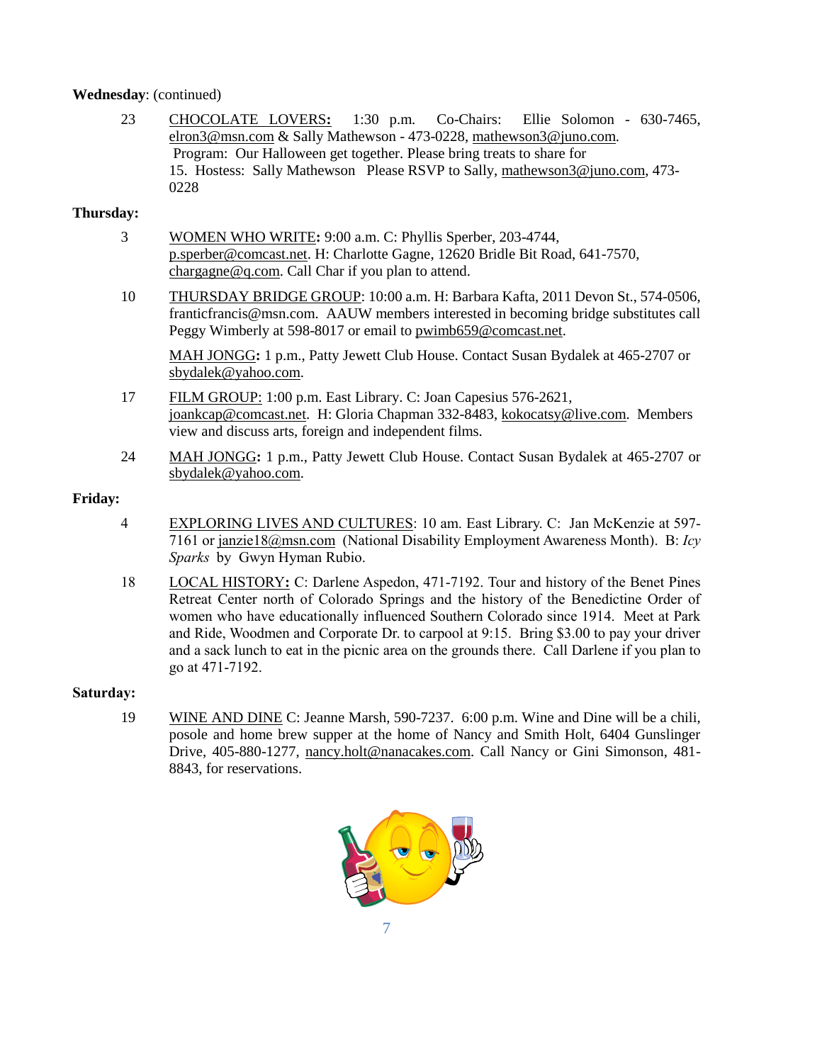**Wednesday**: (continued)

23 CHOCOLATE LOVERS**:** 1:30 p.m. Co-Chairs: Ellie Solomon - 630-7465, elron3@msn.com & Sally Mathewson - 473-0228, mathewson3@juno.com. Program: Our Halloween get together. Please bring treats to share for 15. Hostess: Sally Mathewson Please RSVP to Sally, mathewson3@juno.com, 473-0228

**Thursday:**

3 WOMEN WHO WRITE**:** 9:00 a.m. C: Phyllis Sperber, 203-4744, p.sperber@comcast.net. H: Charlotte Gagne, 12620 Bridle Bit Road, 641-7570, chargagne@q.com. Call Char if you plan to attend.

10 THURSDAY BRIDGE GROUP: 10:00 a.m. H: Barbara Kafta, 2011 Devon St., 574-0506, franticfrancis@msn.com. AAUW members interested in becoming bridge substitutes call Peggy Wimberly at 598-8017 or email to pwimb659@comcast.net.

MAH JONGG**:** 1 p.m., Patty Jewett Club House. Contact Susan Bydalek at 465-2707 or sbydalek@yahoo.com.

17 FILM GROUP: 1:00 p.m. East Library. C: Joan Capesius 576-2621, joankcap@comcast.net. H: Gloria Chapman 332-8483, kokocatsy@live.com. Members view and discuss arts, foreign and independent films.

24 MAH JONGG**:** 1 p.m., Patty Jewett Club House. Contact Susan Bydalek at 465-2707 or sbydalek@yahoo.com.

**Friday:**

4 EXPLORING LIVES AND CULTURES: 10 am. East Library. C: Jan McKenzie at 597-7161 or janzie18@msn.com (National Disability Employment Awareness Month). B: *Icy Sparks* by Gwyn Hyman Rubio.

18 LOCAL HISTORY**:** C: Darlene Aspedon, 471-7192. Tour and history of the Benet Pines Retreat Center north of Colorado Springs and the history of the Benedictine Order of women who have educationally influenced Southern Colorado since 1914. Meet at Park and Ride, Woodmen and Corporate Dr. to carpool at 9:15. Bring $3.00 to pay your driver and a sack lunch to eat in the picnic area on the grounds there. Call Darlene if you plan to go at 471-7192.

**Saturday:**

19 WINE AND DINE C: Jeanne Marsh, 590-7237. 6:00 p.m. Wine and Dine will be a chili, posole and home brew supper at the home of Nancy and Smith Holt, 6404 Gunslinger Drive, 405-880-1277, nancy.holt@nanacakes.com. Call Nancy or Gini Simonson, 481-8843, for reservations.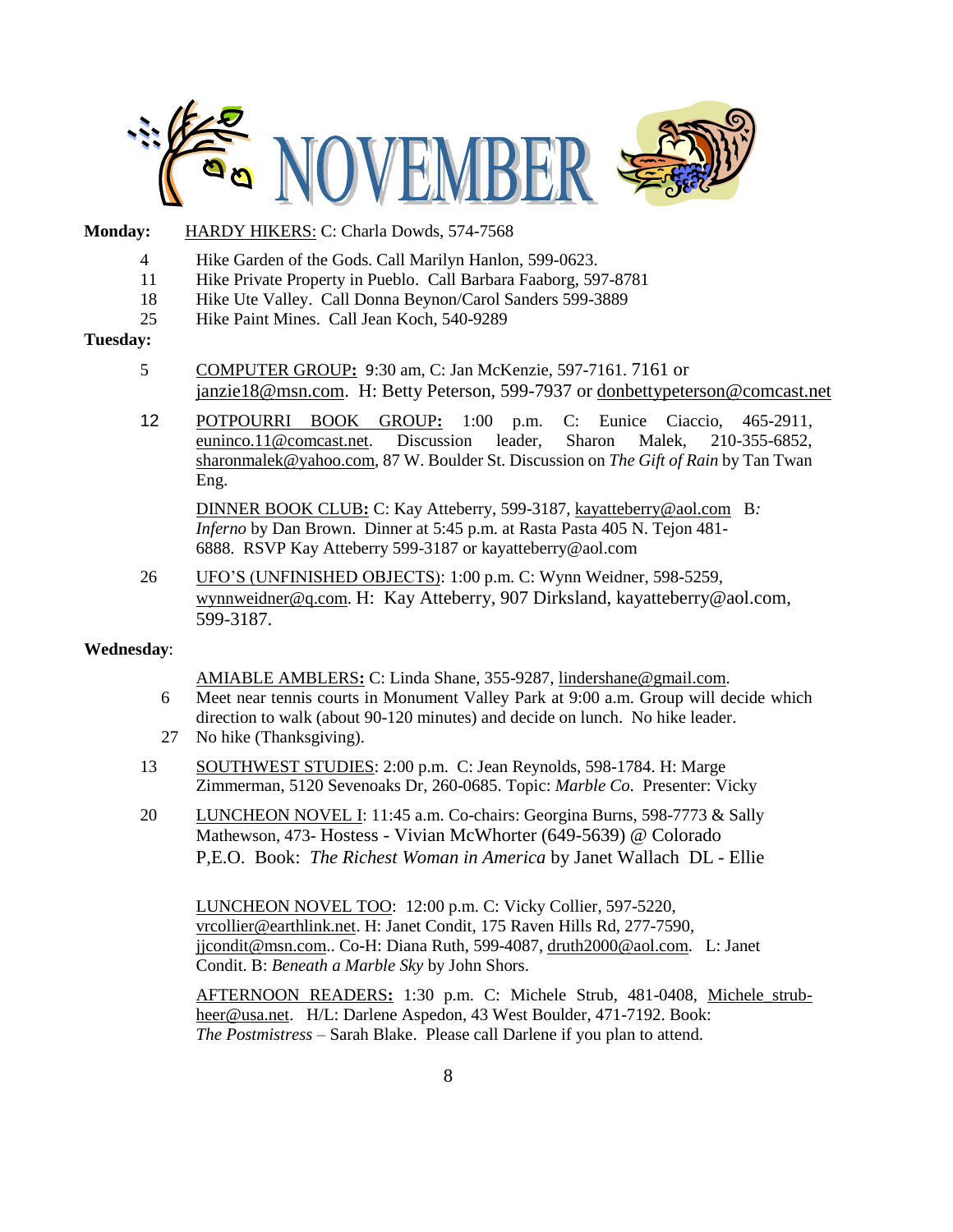# NOVEMBER

**Monday:** HARDY HIKERS: C: Charla Dowds, 574-7568

- 4 Hike Garden of the Gods. Call Marilyn Hanlon, 599-0623.
- 11 Hike Private Property in Pueblo. Call Barbara Faaborg, 597-8781
- 18 Hike Ute Valley. Call Donna Beynon/Carol Sanders 599-3889
- 25 Hike Paint Mines. Call Jean Koch, 540-9289

**Tuesday:**

5 COMPUTER GROUP**:** 9:30 am, C: Jan McKenzie, 597-7161. 7161 or janzie18@msn.com. H: Betty Peterson, 599-7937 or donbettypeterson@comcast.net

12 POTPOURRI BOOK GROUP**:** 1:00 p.m. C: Eunice Ciaccio, 465-2911, euninco.11@comcast.net. Discussion leader, Sharon Malek, 210-355-6852, sharonmalek@yahoo.com, 87 W. Boulder St. Discussion on *The Gift of Rain* by Tan Twan Eng.

DINNER BOOK CLUB**:** C: Kay Atteberry, 599-3187, kayatteberry@aol.com B*:* *Inferno* by Dan Brown. Dinner at 5:45 p.m. at Rasta Pasta 405 N. Tejon 481-6888. RSVP Kay Atteberry 599-3187 or kayatteberry@aol.com

26 UFO'S (UNFINISHED OBJECTS): 1:00 p.m. C: Wynn Weidner, 598-5259, wynnweidner@q.com. H: Kay Atteberry, 907 Dirksland, kayatteberry@aol.com, 599-3187.

**Wednesday**:

AMIABLE AMBLERS**:** C: Linda Shane, 355-9287, lindershane@gmail.com.

- 6 Meet near tennis courts in Monument Valley Park at 9:00 a.m. Group will decide which direction to walk (about 90-120 minutes) and decide on lunch. No hike leader.
- 27 No hike (Thanksgiving).

13 SOUTHWEST STUDIES: 2:00 p.m. C: Jean Reynolds, 598-1784. H: Marge Zimmerman, 5120 Sevenoaks Dr, 260-0685. Topic: *Marble Co.* Presenter: Vicky

20 LUNCHEON NOVEL I: 11:45 a.m. Co-chairs: Georgina Burns, 598-7773 & Sally Mathewson, 473- Hostess - Vivian McWhorter (649-5639) @ Colorado P,E.O. Book: *The Richest Woman in America* by Janet Wallach DL - Ellie

LUNCHEON NOVEL TOO: 12:00 p.m. C: Vicky Collier, 597-5220, vrcollier@earthlink.net. H: Janet Condit, 175 Raven Hills Rd, 277-7590, jjcondit@msn.com.. Co-H: Diana Ruth, 599-4087, druth2000@aol.com. L: Janet Condit. B: *Beneath a Marble Sky* by John Shors.

AFTERNOON READERS**:** 1:30 p.m. C: Michele Strub, 481-0408, Michele_strub-heer@usa.net. H/L: Darlene Aspedon, 43 West Boulder, 471-7192. Book: *The Postmistress* – Sarah Blake. Please call Darlene if you plan to attend.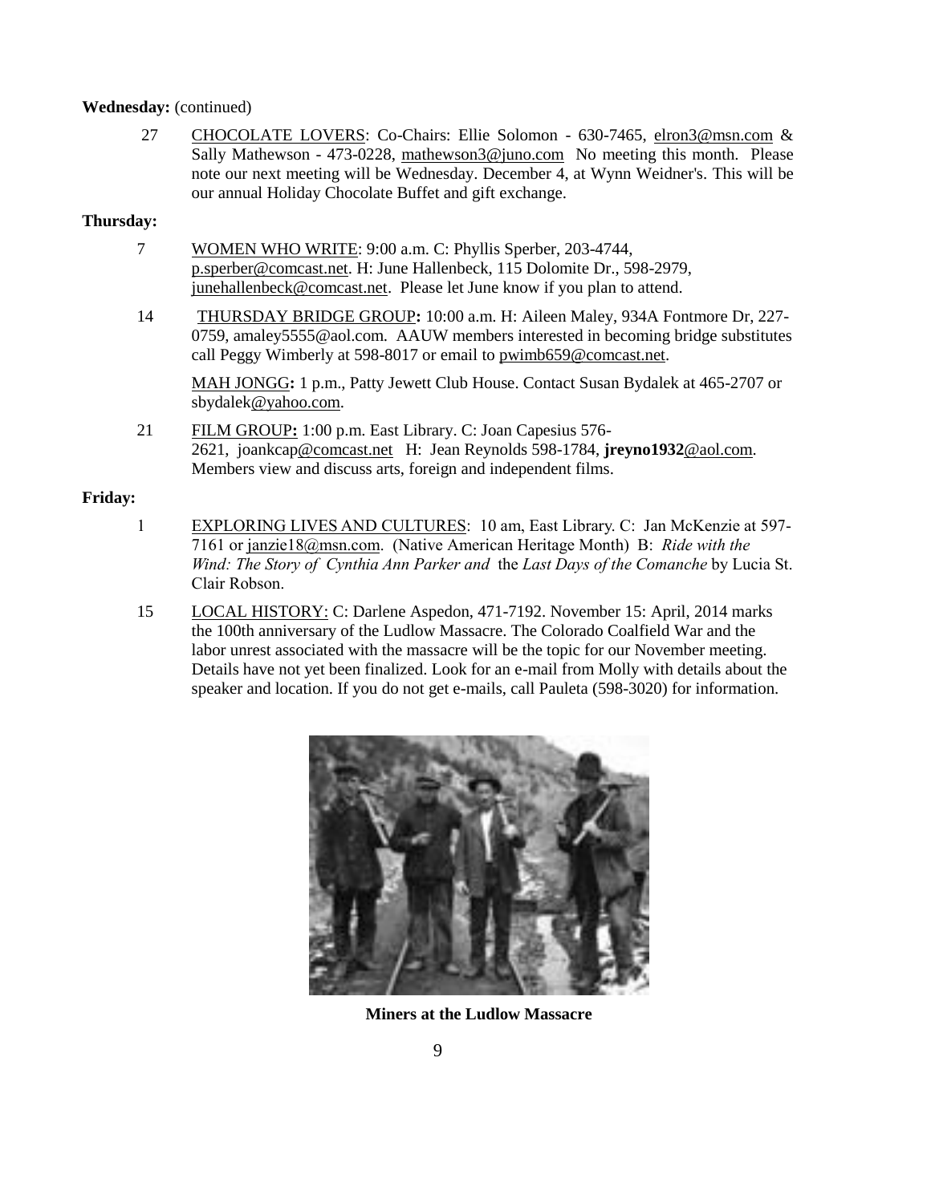**Wednesday:** (continued)

27 CHOCOLATE LOVERS: Co-Chairs: Ellie Solomon - 630-7465, elron3@msn.com & Sally Mathewson - 473-0228, mathewson3@juno.com No meeting this month. Please note our next meeting will be Wednesday. December 4, at Wynn Weidner's. This will be our annual Holiday Chocolate Buffet and gift exchange.

**Thursday:**

7 WOMEN WHO WRITE: 9:00 a.m. C: Phyllis Sperber, 203-4744, p.sperber@comcast.net. H: June Hallenbeck, 115 Dolomite Dr., 598-2979, junehallenbeck@comcast.net. Please let June know if you plan to attend.

14 THURSDAY BRIDGE GROUP**:** 10:00 a.m. H: Aileen Maley, 934A Fontmore Dr, 227-0759, amaley5555@aol.com. AAUW members interested in becoming bridge substitutes call Peggy Wimberly at 598-8017 or email to pwimb659@comcast.net.

MAH JONGG**:** 1 p.m., Patty Jewett Club House. Contact Susan Bydalek at 465-2707 or sbydalek@yahoo.com.

21 FILM GROUP**:** 1:00 p.m. East Library. C: Joan Capesius 576-2621, joankcap@comcast.net H: Jean Reynolds 598-1784, **jreyno1932**@aol.com. Members view and discuss arts, foreign and independent films.

**Friday:**

1 EXPLORING LIVES AND CULTURES: 10 am, East Library. C: Jan McKenzie at 597-7161 or janzie18@msn.com. (Native American Heritage Month) B: *Ride with the Wind: The Story of Cynthia Ann Parker and* the *Last Days of the Comanche* by Lucia St. Clair Robson.

15 LOCAL HISTORY: C: Darlene Aspedon, 471-7192. November 15: April, 2014 marks the 100th anniversary of the Ludlow Massacre. The Colorado Coalfield War and the labor unrest associated with the massacre will be the topic for our November meeting. Details have not yet been finalized. Look for an e-mail from Molly with details about the speaker and location. If you do not get e-mails, call Pauleta (598-3020) for information.

**Miners at the Ludlow Massacre**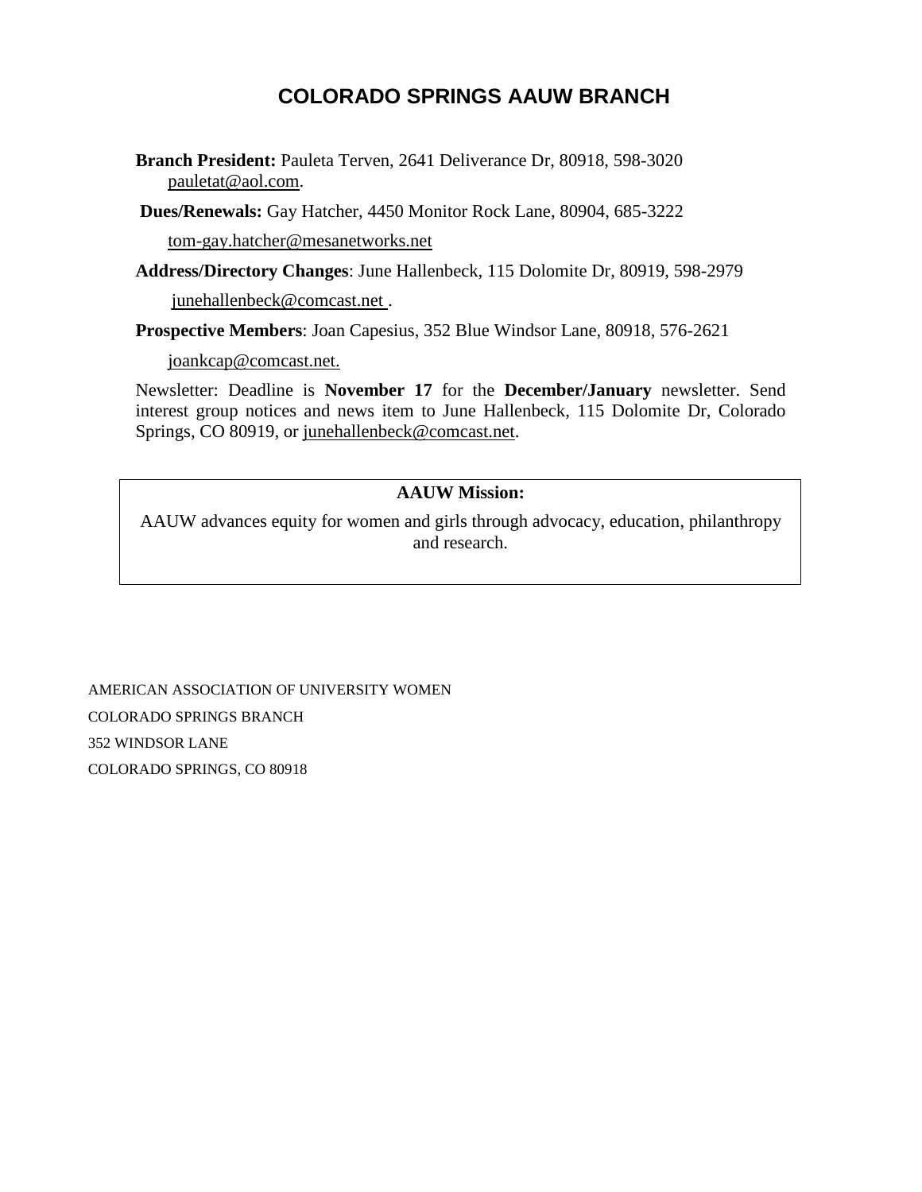# COLORADO SPRINGS AAUW BRANCH

**Branch President:** Pauleta Terven, 2641 Deliverance Dr, 80918, 598-3020 pauletat@aol.com.

**Dues/Renewals:** Gay Hatcher, 4450 Monitor Rock Lane, 80904, 685-3222 tom-gay.hatcher@mesanetworks.net

**Address/Directory Changes**: June Hallenbeck, 115 Dolomite Dr, 80919, 598-2979 junehallenbeck@comcast.net .

**Prospective Members**: Joan Capesius, 352 Blue Windsor Lane, 80918, 576-2621 joankcap@comcast.net.

Newsletter: Deadline is **November 17** for the **December/January** newsletter. Send interest group notices and news item to June Hallenbeck, 115 Dolomite Dr, Colorado Springs, CO 80919, or junehallenbeck@comcast.net.

**AAUW Mission:**

AAUW advances equity for women and girls through advocacy, education, philanthropy and research.

AMERICAN ASSOCIATION OF UNIVERSITY WOMEN

COLORADO SPRINGS BRANCH

352 WINDSOR LANE

COLORADO SPRINGS, CO 80918